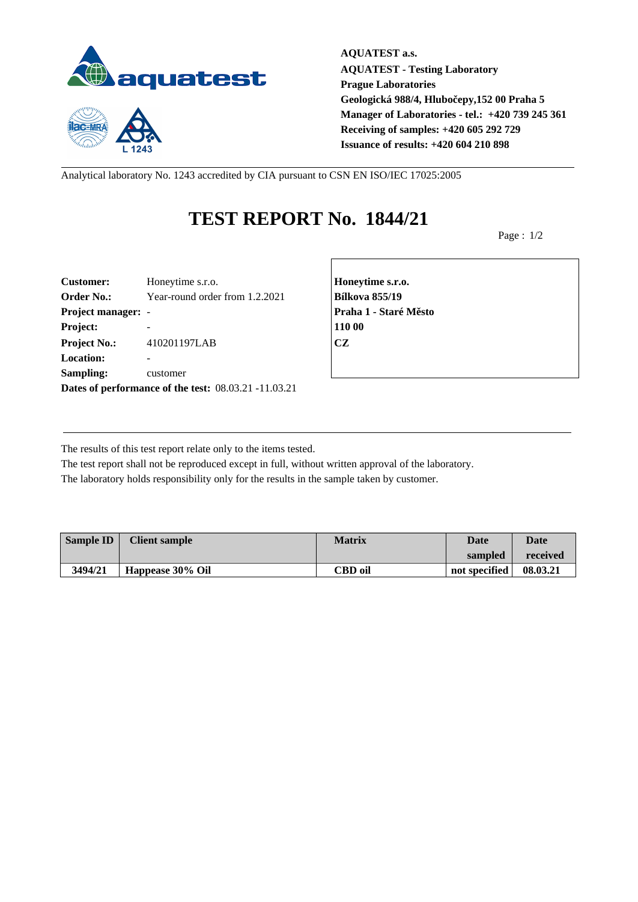**AQUATEST a.s.**
**AQUATEST - Testing Laboratory**
**Prague Laboratories**
**Geologická 988/4, Hlubočepy,152 00 Praha 5**
**Manager of Laboratories - tel.: +420 739 245 361**
**Receiving of samples: +420 605 292 729**
**Issuance of results: +420 604 210 898**

Analytical laboratory No. 1243 accredited by CIA pursuant to CSN EN ISO/IEC 17025:2005

# TEST REPORT No. 1844/21

Page : 1/2

**Customer:** Honeytime s.r.o.
**Order No.:** Year-round order from 1.2.2021
**Project manager:** -
**Project:** -
**Project No.:** 410201197LAB
**Location:** -
**Sampling:** customer
**Dates of performance of the test:** 08.03.21 -11.03.21

**Honeytime s.r.o.**
**Bílkova 855/19**
**Praha 1 - Staré Město**
**110 00**
**CZ**

The results of this test report relate only to the items tested.
The test report shall not be reproduced except in full, without written approval of the laboratory.
The laboratory holds responsibility only for the results in the sample taken by customer.

| Sample ID | Client sample | Matrix | Date sampled | Date received |
|---|---|---|---|---|
| 3494/21 | Happease 30% Oil | CBD oil | not specified | 08.03.21 |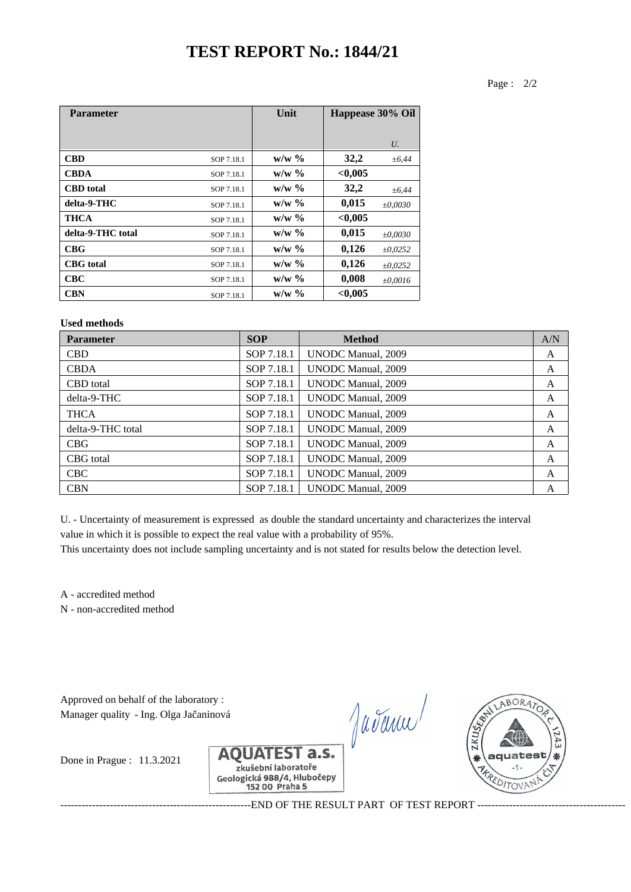# TEST REPORT No.: 1844/21

| Parameter | | Unit | Happease 30% Oil | |
|---|---|---|---|---|
| | | | | *U.* |
| **CBD** | SOP 7.18.1 | **w/w %** | **32,2** | *±6,44* |
| **CBDA** | SOP 7.18.1 | **w/w %** | **<0,005** | |
| **CBD total** | SOP 7.18.1 | **w/w %** | **32,2** | *±6,44* |
| **delta-9-THC** | SOP 7.18.1 | **w/w %** | **0,015** | *±0,0030* |
| **THCA** | SOP 7.18.1 | **w/w %** | **<0,005** | |
| **delta-9-THC total** | SOP 7.18.1 | **w/w %** | **0,015** | *±0,0030* |
| **CBG** | SOP 7.18.1 | **w/w %** | **0,126** | *±0,0252* |
| **CBG total** | SOP 7.18.1 | **w/w %** | **0,126** | *±0,0252* |
| **CBC** | SOP 7.18.1 | **w/w %** | **0,008** | *±0,0016* |
| **CBN** | SOP 7.18.1 | **w/w %** | **<0,005** | |

**Used methods**

| Parameter | SOP | Method | A/N |
|---|---|---|---|
| CBD | SOP 7.18.1 | UNODC Manual, 2009 | A |
| CBDA | SOP 7.18.1 | UNODC Manual, 2009 | A |
| CBD total | SOP 7.18.1 | UNODC Manual, 2009 | A |
| delta-9-THC | SOP 7.18.1 | UNODC Manual, 2009 | A |
| THCA | SOP 7.18.1 | UNODC Manual, 2009 | A |
| delta-9-THC total | SOP 7.18.1 | UNODC Manual, 2009 | A |
| CBG | SOP 7.18.1 | UNODC Manual, 2009 | A |
| CBG total | SOP 7.18.1 | UNODC Manual, 2009 | A |
| CBC | SOP 7.18.1 | UNODC Manual, 2009 | A |
| CBN | SOP 7.18.1 | UNODC Manual, 2009 | A |

U. - Uncertainty of measurement is expressed as double the standard uncertainty and characterizes the interval value in which it is possible to expect the real value with a probability of 95%.
This uncertainty does not include sampling uncertainty and is not stated for results below the detection level.

A - accredited method
N - non-accredited method

Approved on behalf of the laboratory :
Manager quality - Ing. Olga Jačaninová

Done in Prague : 11.3.2021

AQUATEST a.s.
zkušební laboratoře
Geologická 988/4, Hlubočepy
152 00 Praha 5

ZKUŠEBNÍ LABORATOŘ č. 1243
aquatest
-1-
AKREDITOVANÁ ČIA

-------------------------------------------------------END OF THE RESULT PART OF TEST REPORT -------------------------------------------